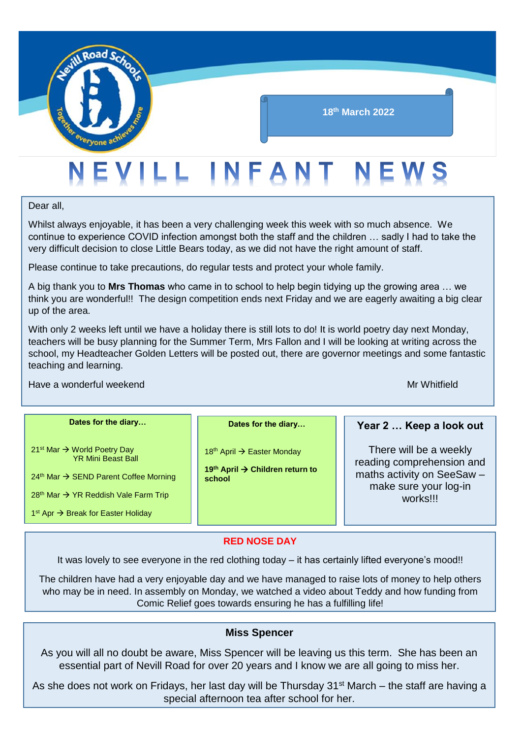Nevill Road Schools — Together everyone achieves more

18th March 2022

# NEVILL INFANT NEWS

Dear all,

Whilst always enjoyable, it has been a very challenging week this week with so much absence. We continue to experience COVID infection amongst both the staff and the children … sadly I had to take the very difficult decision to close Little Bears today, as we did not have the right amount of staff.

Please continue to take precautions, do regular tests and protect your whole family.

A big thank you to **Mrs Thomas** who came in to school to help begin tidying up the growing area … we think you are wonderful!! The design competition ends next Friday and we are eagerly awaiting a big clear up of the area.

With only 2 weeks left until we have a holiday there is still lots to do! It is world poetry day next Monday, teachers will be busy planning for the Summer Term, Mrs Fallon and I will be looking at writing across the school, my Headteacher Golden Letters will be posted out, there are governor meetings and some fantastic teaching and learning.

Have a wonderful weekend

Mr Whitfield

**Dates for the diary…**

- 21st Mar → World Poetry Day
  YR Mini Beast Ball
- 24th Mar → SEND Parent Coffee Morning
- 28th Mar → YR Reddish Vale Farm Trip
- 1st Apr → Break for Easter Holiday

**Dates for the diary…**

- 18th April → Easter Monday
- **19th April → Children return to school**

### Year 2 … Keep a look out

There will be a weekly reading comprehension and maths activity on SeeSaw – make sure your log-in works!!!

### RED NOSE DAY

It was lovely to see everyone in the red clothing today – it has certainly lifted everyone's mood!!

The children have had a very enjoyable day and we have managed to raise lots of money to help others who may be in need. In assembly on Monday, we watched a video about Teddy and how funding from Comic Relief goes towards ensuring he has a fulfilling life!

### Miss Spencer

As you will all no doubt be aware, Miss Spencer will be leaving us this term. She has been an essential part of Nevill Road for over 20 years and I know we are all going to miss her.

As she does not work on Fridays, her last day will be Thursday 31st March – the staff are having a special afternoon tea after school for her.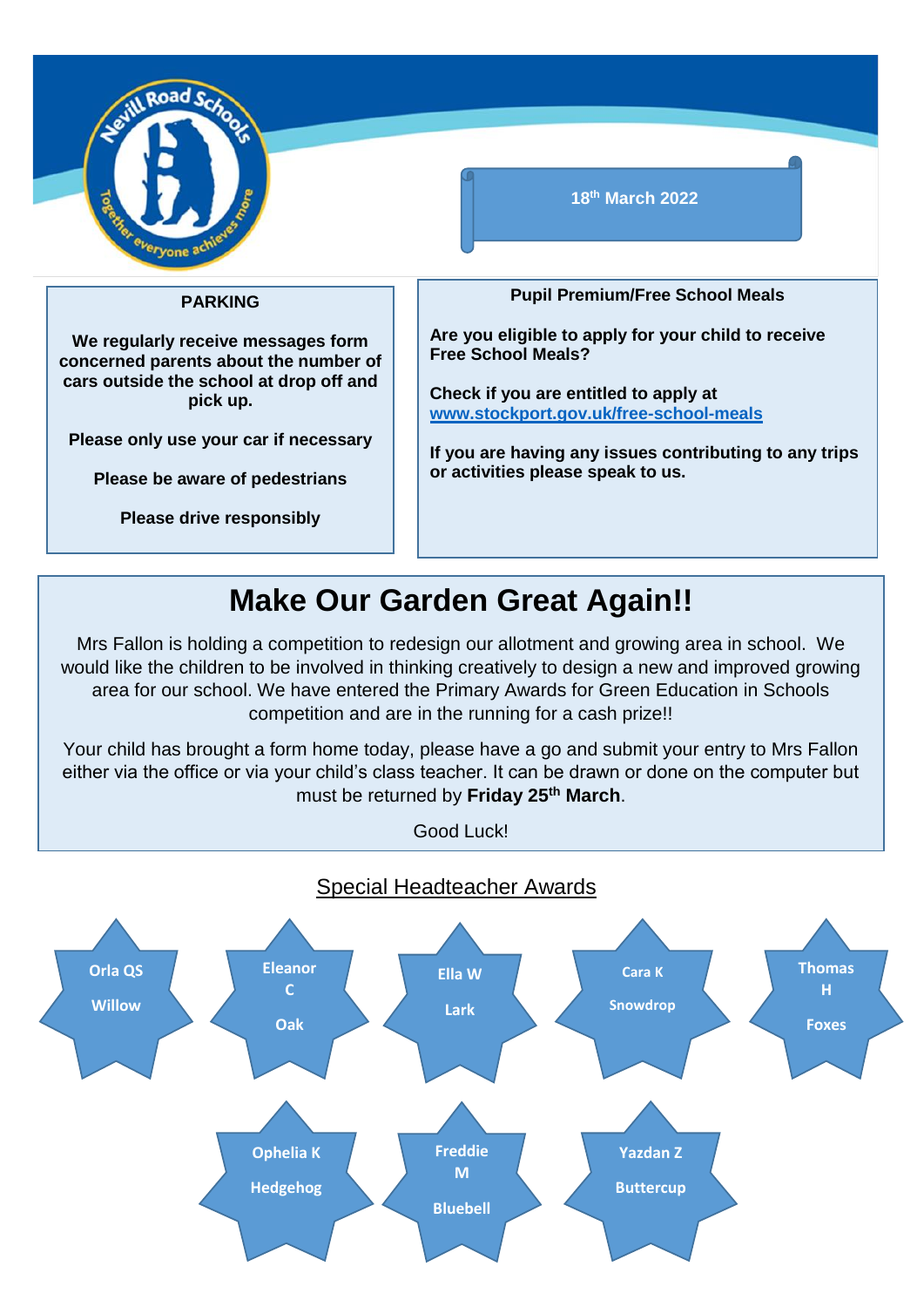Nevill Road Schools — Together everyone achieves more

18th March 2022

### PARKING

**We regularly receive messages form concerned parents about the number of cars outside the school at drop off and pick up.**

**Please only use your car if necessary**

**Please be aware of pedestrians**

**Please drive responsibly**

### Pupil Premium/Free School Meals

**Are you eligible to apply for your child to receive Free School Meals?**

**Check if you are entitled to apply at [www.stockport.gov.uk/free-school-meals](http://www.stockport.gov.uk/free-school-meals)**

**If you are having any issues contributing to any trips or activities please speak to us.**

# Make Our Garden Great Again!!

Mrs Fallon is holding a competition to redesign our allotment and growing area in school. We would like the children to be involved in thinking creatively to design a new and improved growing area for our school. We have entered the Primary Awards for Green Education in Schools competition and are in the running for a cash prize!!

Your child has brought a form home today, please have a go and submit your entry to Mrs Fallon either via the office or via your child's class teacher. It can be drawn or done on the computer but must be returned by **Friday 25th March**.

Good Luck!

## Special Headteacher Awards

- **Orla QS** – Willow
- **Eleanor C** – Oak
- **Ella W** – Lark
- **Cara K** – Snowdrop
- **Thomas H** – Foxes
- **Ophelia K** – Hedgehog
- **Freddie M** – Bluebell
- **Yazdan Z** – Buttercup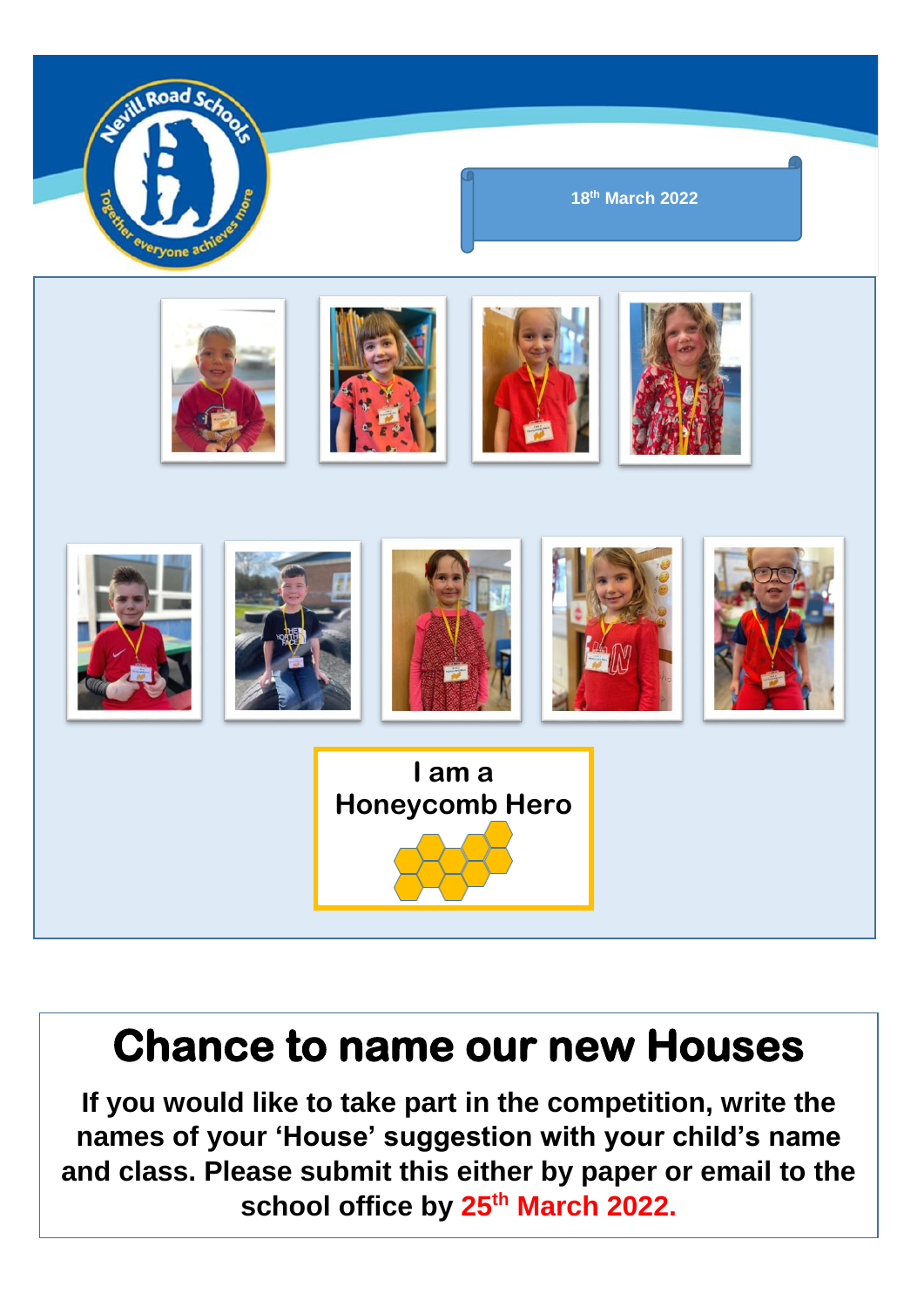18th March 2022

I am a Honeycomb Hero

# Chance to name our new Houses

**If you would like to take part in the competition, write the names of your 'House' suggestion with your child's name and class. Please submit this either by paper or email to the school office by 25th March 2022.**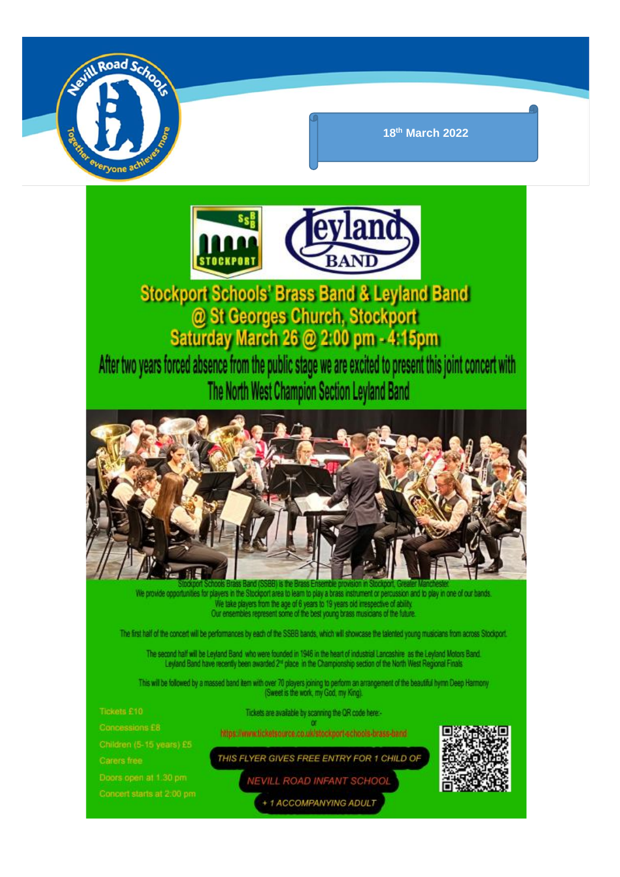18th March 2022

# Stockport Schools' Brass Band & Leyland Band

## @ St Georges Church, Stockport

## Saturday March 26 @ 2:00 pm - 4:15pm

**After two years forced absence from the public stage we are excited to present this joint concert with The North West Champion Section Leyland Band**

Stockport Schools Brass Band (SSBB) is the Brass Ensemble provision in Stockport, Greater Manchester.
We provide opportunities for players in the Stockport area to learn to play a brass instrument or percussion and to play in one of our bands.
We take players from the age of 6 years to 19 years old irrespective of ability.
Our ensembles represent some of the best young brass musicians of the future.

The first half of the concert will be performances by each of the SSBB bands, which will showcase the talented young musicians from across Stockport.

The second half will be Leyland Band who were founded in 1946 in the heart of industrial Lancashire as the Leyland Motors Band.
Leyland Band have recently been awarded 2nd place in the Championship section of the North West Regional Finals

This will be followed by a massed band item with over 70 players joining to perform an arrangement of the beautiful hymn Deep Harmony (Sweet is the work, my God, my King).

Tickets £10
Concessions £8
Children (5-15 years) £5
Carers free
Doors open at 1.30 pm
Concert starts at 2:00 pm

Tickets are available by scanning the QR code here:-
or
https://www.ticketsource.co.uk/stockport-schools-brass-band

THIS FLYER GIVES FREE ENTRY FOR 1 CHILD OF
NEVILL ROAD INFANT SCHOOL
+ 1 ACCOMPANYING ADULT